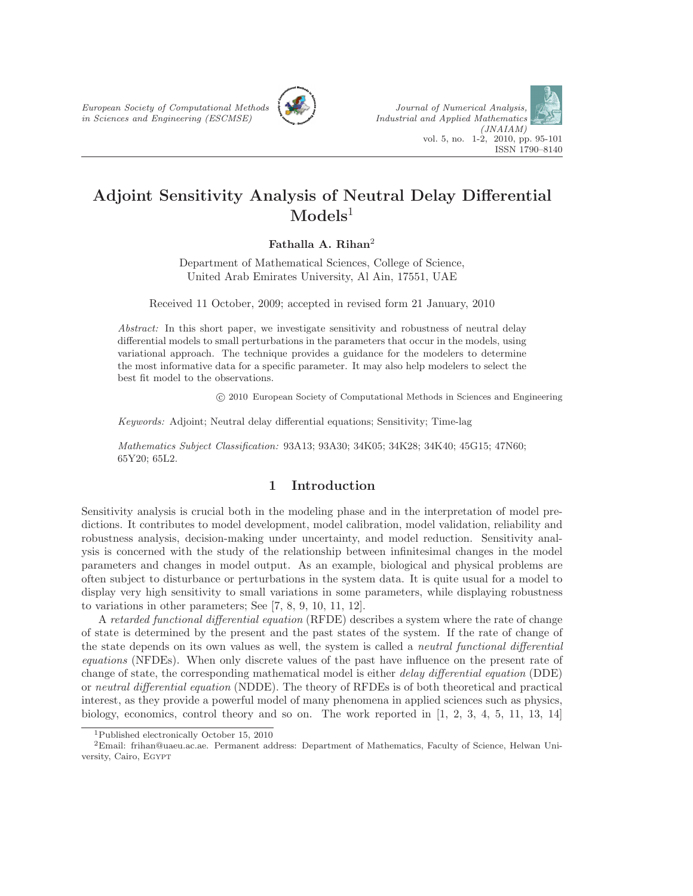# Adjoint Sensitivity Analysis of Neutral Delay Differential Models[1]

**Fathalla A. Rihan[2]**

Department of Mathematical Sciences, College of Science,
United Arab Emirates University, Al Ain, 17551, UAE

Received 11 October, 2009; accepted in revised form 21 January, 2010

*Abstract:* In this short paper, we investigate sensitivity and robustness of neutral delay differential models to small perturbations in the parameters that occur in the models, using variational approach. The technique provides a guidance for the modelers to determine the most informative data for a specific parameter. It may also help modelers to select the best fit model to the observations.

© 2010 European Society of Computational Methods in Sciences and Engineering

*Keywords:* Adjoint; Neutral delay differential equations; Sensitivity; Time-lag

*Mathematics Subject Classification:* 93A13; 93A30; 34K05; 34K28; 34K40; 45G15; 47N60; 65Y20; 65L2.

## 1 Introduction

Sensitivity analysis is crucial both in the modeling phase and in the interpretation of model predictions. It contributes to model development, model calibration, model validation, reliability and robustness analysis, decision-making under uncertainty, and model reduction. Sensitivity analysis is concerned with the study of the relationship between infinitesimal changes in the model parameters and changes in model output. As an example, biological and physical problems are often subject to disturbance or perturbations in the system data. It is quite usual for a model to display very high sensitivity to small variations in some parameters, while displaying robustness to variations in other parameters; See [7, 8, 9, 10, 11, 12].

A *retarded functional differential equation* (RFDE) describes a system where the rate of change of state is determined by the present and the past states of the system. If the rate of change of the state depends on its own values as well, the system is called a *neutral functional differential equations* (NFDEs). When only discrete values of the past have influence on the present rate of change of state, the corresponding mathematical model is either *delay differential equation* (DDE) or *neutral differential equation* (NDDE). The theory of RFDEs is of both theoretical and practical interest, as they provide a powerful model of many phenomena in applied sciences such as physics, biology, economics, control theory and so on. The work reported in [1, 2, 3, 4, 5, 11, 13, 14]

---

[1] Published electronically October 15, 2010

[2] Email: frihan@uaeu.ac.ae. Permanent address: Department of Mathematics, Faculty of Science, Helwan University, Cairo, Egypt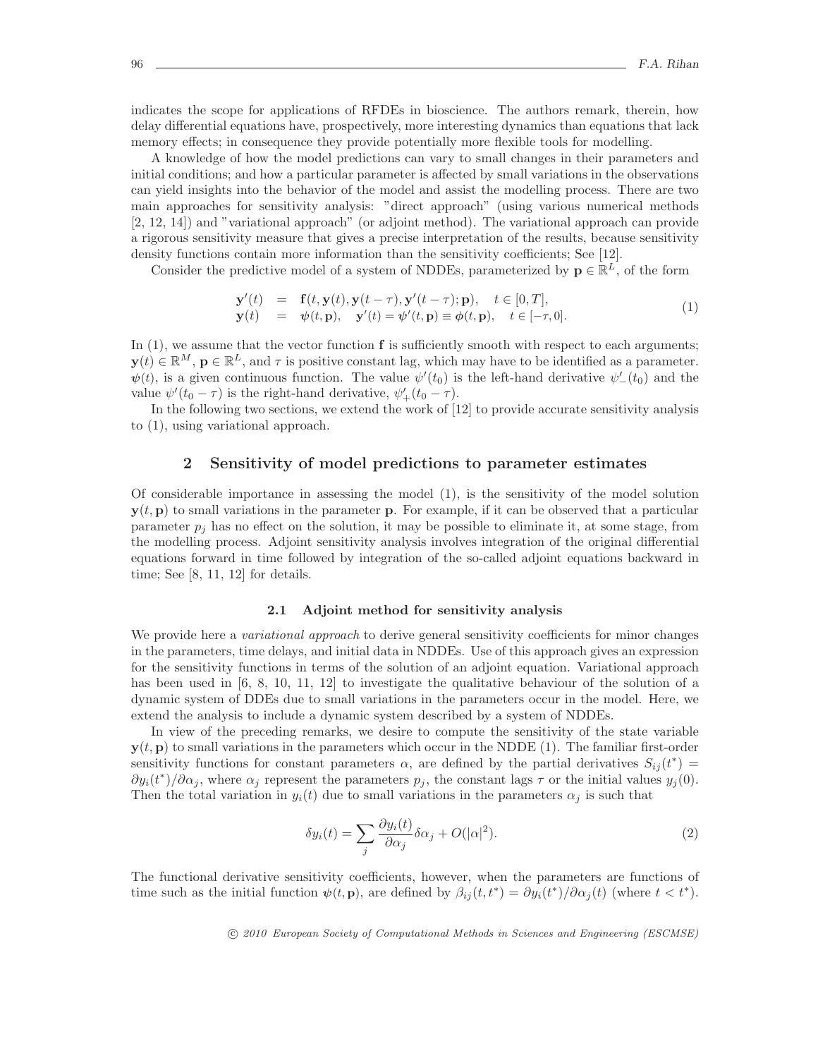indicates the scope for applications of RFDEs in bioscience. The authors remark, therein, how delay differential equations have, prospectively, more interesting dynamics than equations that lack memory effects; in consequence they provide potentially more flexible tools for modelling.

A knowledge of how the model predictions can vary to small changes in their parameters and initial conditions; and how a particular parameter is affected by small variations in the observations can yield insights into the behavior of the model and assist the modelling process. There are two main approaches for sensitivity analysis: "direct approach" (using various numerical methods [2, 12, 14]) and "variational approach" (or adjoint method). The variational approach can provide a rigorous sensitivity measure that gives a precise interpretation of the results, because sensitivity density functions contain more information than the sensitivity coefficients; See [12].

Consider the predictive model of a system of NDDEs, parameterized by $\mathbf{p} \in \mathbb{R}^L$, of the form

$$
\begin{aligned}
\mathbf{y}'(t) &= \mathbf{f}(t, \mathbf{y}(t), \mathbf{y}(t-\tau), \mathbf{y}'(t-\tau); \mathbf{p}), \quad t \in [0, T], \\
\mathbf{y}(t) &= \boldsymbol{\psi}(t, \mathbf{p}), \quad \mathbf{y}'(t) = \boldsymbol{\psi}'(t, \mathbf{p}) \equiv \boldsymbol{\phi}(t, \mathbf{p}), \quad t \in [-\tau, 0].
\end{aligned} \tag{1}
$$

In (1), we assume that the vector function $\mathbf{f}$ is sufficiently smooth with respect to each arguments; $\mathbf{y}(t) \in \mathbb{R}^M$, $\mathbf{p} \in \mathbb{R}^L$, and $\tau$ is positive constant lag, which may have to be identified as a parameter. $\boldsymbol{\psi}(t)$, is a given continuous function. The value $\psi'(t_0)$ is the left-hand derivative $\psi'_-(t_0)$ and the value $\psi'(t_0 - \tau)$ is the right-hand derivative, $\psi'_+(t_0 - \tau)$.

In the following two sections, we extend the work of [12] to provide accurate sensitivity analysis to (1), using variational approach.

## 2 Sensitivity of model predictions to parameter estimates

Of considerable importance in assessing the model (1), is the sensitivity of the model solution $\mathbf{y}(t, \mathbf{p})$ to small variations in the parameter $\mathbf{p}$. For example, if it can be observed that a particular parameter $p_j$ has no effect on the solution, it may be possible to eliminate it, at some stage, from the modelling process. Adjoint sensitivity analysis involves integration of the original differential equations forward in time followed by integration of the so-called adjoint equations backward in time; See [8, 11, 12] for details.

### 2.1 Adjoint method for sensitivity analysis

We provide here a *variational approach* to derive general sensitivity coefficients for minor changes in the parameters, time delays, and initial data in NDDEs. Use of this approach gives an expression for the sensitivity functions in terms of the solution of an adjoint equation. Variational approach has been used in [6, 8, 10, 11, 12] to investigate the qualitative behaviour of the solution of a dynamic system of DDEs due to small variations in the parameters occur in the model. Here, we extend the analysis to include a dynamic system described by a system of NDDEs.

In view of the preceding remarks, we desire to compute the sensitivity of the state variable $\mathbf{y}(t, \mathbf{p})$ to small variations in the parameters which occur in the NDDE (1). The familiar first-order sensitivity functions for constant parameters $\alpha$, are defined by the partial derivatives $S_{ij}(t^*) = \partial y_i(t^*)/\partial \alpha_j$, where $\alpha_j$ represent the parameters $p_j$, the constant lags $\tau$ or the initial values $y_j(0)$. Then the total variation in $y_i(t)$ due to small variations in the parameters $\alpha_j$ is such that

$$
\delta y_i(t) = \sum_j \frac{\partial y_i(t)}{\partial \alpha_j} \delta \alpha_j + O(|\alpha|^2). \tag{2}
$$

The functional derivative sensitivity coefficients, however, when the parameters are functions of time such as the initial function $\boldsymbol{\psi}(t, \mathbf{p})$, are defined by $\beta_{ij}(t, t^*) = \partial y_i(t^*)/\partial \alpha_j(t)$ (where $t < t^*$).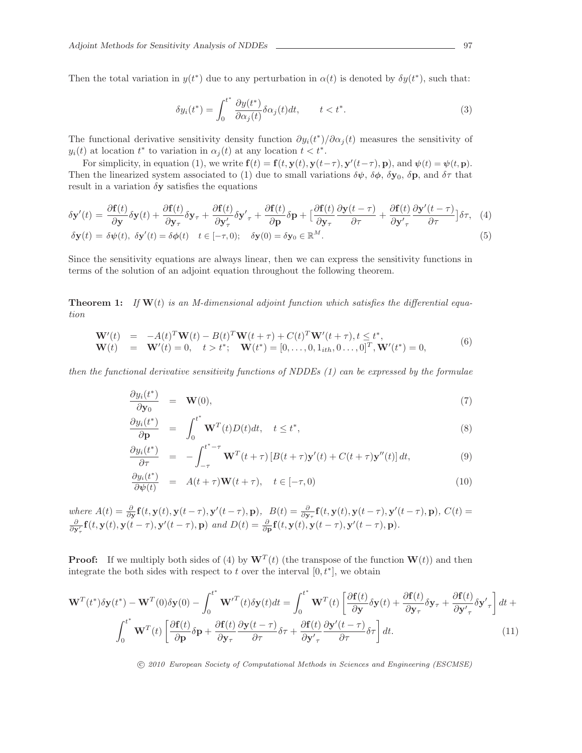Then the total variation in $y(t^*)$ due to any perturbation in $\alpha(t)$ is denoted by $\delta y(t^*)$, such that:

$$\delta y_i(t^*) = \int_0^{t^*} \frac{\partial y(t^*)}{\partial \alpha_j(t)} \delta \alpha_j(t) dt, \qquad t < t^*. \tag{3}$$

The functional derivative sensitivity density function $\partial y_i(t^*)/\partial \alpha_j(t)$ measures the sensitivity of $y_i(t)$ at location $t^*$ to variation in $\alpha_j(t)$ at any location $t < t^*$.

For simplicity, in equation (1), we write $\mathbf{f}(t) = \mathbf{f}(t, \mathbf{y}(t), \mathbf{y}(t-\tau), \mathbf{y}'(t-\tau), \mathbf{p})$, and $\boldsymbol{\psi}(t) = \boldsymbol{\psi}(t, \mathbf{p})$. Then the linearized system associated to (1) due to small variations $\delta\boldsymbol{\psi}$, $\delta\boldsymbol{\phi}$, $\delta\mathbf{y}_0$, $\delta\mathbf{p}$, and $\delta\tau$ that result in a variation $\delta\mathbf{y}$ satisfies the equations

$$\delta \mathbf{y}'(t) = \frac{\partial \mathbf{f}(t)}{\partial \mathbf{y}} \delta \mathbf{y}(t) + \frac{\partial \mathbf{f}(t)}{\partial \mathbf{y}_\tau} \delta \mathbf{y}_\tau + \frac{\partial \mathbf{f}(t)}{\partial \mathbf{y}'_\tau} \delta \mathbf{y}'_\tau + \frac{\partial \mathbf{f}(t)}{\partial \mathbf{p}} \delta \mathbf{p} + \Big[\frac{\partial \mathbf{f}(t)}{\partial \mathbf{y}_\tau} \frac{\partial \mathbf{y}(t-\tau)}{\partial \tau} + \frac{\partial \mathbf{f}(t)}{\partial \mathbf{y}'_\tau} \frac{\partial \mathbf{y}'(t-\tau)}{\partial \tau}\Big] \delta\tau, \tag{4}$$

$$\delta \mathbf{y}(t) = \delta \boldsymbol{\psi}(t),\ \delta \mathbf{y}'(t) = \delta \boldsymbol{\phi}(t) \quad t \in [-\tau, 0); \quad \delta \mathbf{y}(0) = \delta \mathbf{y}_0 \in \mathbb{R}^M. \tag{5}$$

Since the sensitivity equations are always linear, then we can express the sensitivity functions in terms of the solution of an adjoint equation throughout the following theorem.

**Theorem 1:** *If $\mathbf{W}(t)$ is an M-dimensional adjoint function which satisfies the differential equation*

$$\begin{aligned} \mathbf{W}'(t) &= -A(t)^T \mathbf{W}(t) - B(t)^T \mathbf{W}(t+\tau) + C(t)^T \mathbf{W}'(t+\tau), t \le t^*, \\ \mathbf{W}(t) &= \mathbf{W}'(t) = 0, \quad t > t^*; \quad \mathbf{W}(t^*) = [0, \ldots, 0, 1_{ith}, 0 \ldots, 0]^T, \mathbf{W}'(t^*) = 0, \end{aligned} \tag{6}$$

*then the functional derivative sensitivity functions of NDDEs (1) can be expressed by the formulae*

$$\frac{\partial y_i(t^*)}{\partial \mathbf{y}_0} = \mathbf{W}(0), \tag{7}$$

$$\frac{\partial y_i(t^*)}{\partial \mathbf{p}} = \int_0^{t^*} \mathbf{W}^T(t) D(t) dt, \quad t \le t^*, \tag{8}$$

$$\frac{\partial y_i(t^*)}{\partial \tau} = -\int_{-\tau}^{t^*-\tau} \mathbf{W}^T(t+\tau) \left[B(t+\tau)\mathbf{y}'(t) + C(t+\tau)\mathbf{y}''(t)\right] dt, \tag{9}$$

$$\frac{\partial y_i(t^*)}{\partial \boldsymbol{\psi}(t)} = A(t+\tau)\mathbf{W}(t+\tau), \quad t \in [-\tau, 0) \tag{10}$$

*where* $A(t) = \frac{\partial}{\partial \mathbf{y}} \mathbf{f}(t, \mathbf{y}(t), \mathbf{y}(t-\tau), \mathbf{y}'(t-\tau), \mathbf{p})$, $B(t) = \frac{\partial}{\partial \mathbf{y}_\tau} \mathbf{f}(t, \mathbf{y}(t), \mathbf{y}(t-\tau), \mathbf{y}'(t-\tau), \mathbf{p})$, $C(t) = \frac{\partial}{\partial \mathbf{y}'_\tau} \mathbf{f}(t, \mathbf{y}(t), \mathbf{y}(t-\tau), \mathbf{y}'(t-\tau), \mathbf{p})$ *and* $D(t) = \frac{\partial}{\partial \mathbf{p}} \mathbf{f}(t, \mathbf{y}(t), \mathbf{y}(t-\tau), \mathbf{y}'(t-\tau), \mathbf{p})$.

**Proof:** If we multiply both sides of (4) by $\mathbf{W}^T(t)$ (the transpose of the function $\mathbf{W}(t)$) and then integrate the both sides with respect to $t$ over the interval $[0, t^*]$, we obtain

$$\mathbf{W}^T(t^*)\delta\mathbf{y}(t^*) - \mathbf{W}^T(0)\delta\mathbf{y}(0) - \int_0^{t^*} \mathbf{W}'^T(t)\delta\mathbf{y}(t)dt = \int_0^{t^*} \mathbf{W}^T(t)\left[\frac{\partial \mathbf{f}(t)}{\partial \mathbf{y}}\delta\mathbf{y}(t) + \frac{\partial \mathbf{f}(t)}{\partial \mathbf{y}_\tau}\delta\mathbf{y}_\tau + \frac{\partial \mathbf{f}(t)}{\partial \mathbf{y}'_\tau}\delta\mathbf{y}'_\tau\right] dt +$$

$$\int_0^{t^*} \mathbf{W}^T(t)\left[\frac{\partial \mathbf{f}(t)}{\partial \mathbf{p}}\delta\mathbf{p} + \frac{\partial \mathbf{f}(t)}{\partial \mathbf{y}_\tau}\frac{\partial \mathbf{y}(t-\tau)}{\partial \tau}\delta\tau + \frac{\partial \mathbf{f}(t)}{\partial \mathbf{y}'_\tau}\frac{\partial \mathbf{y}'(t-\tau)}{\partial \tau}\delta\tau\right] dt. \tag{11}$$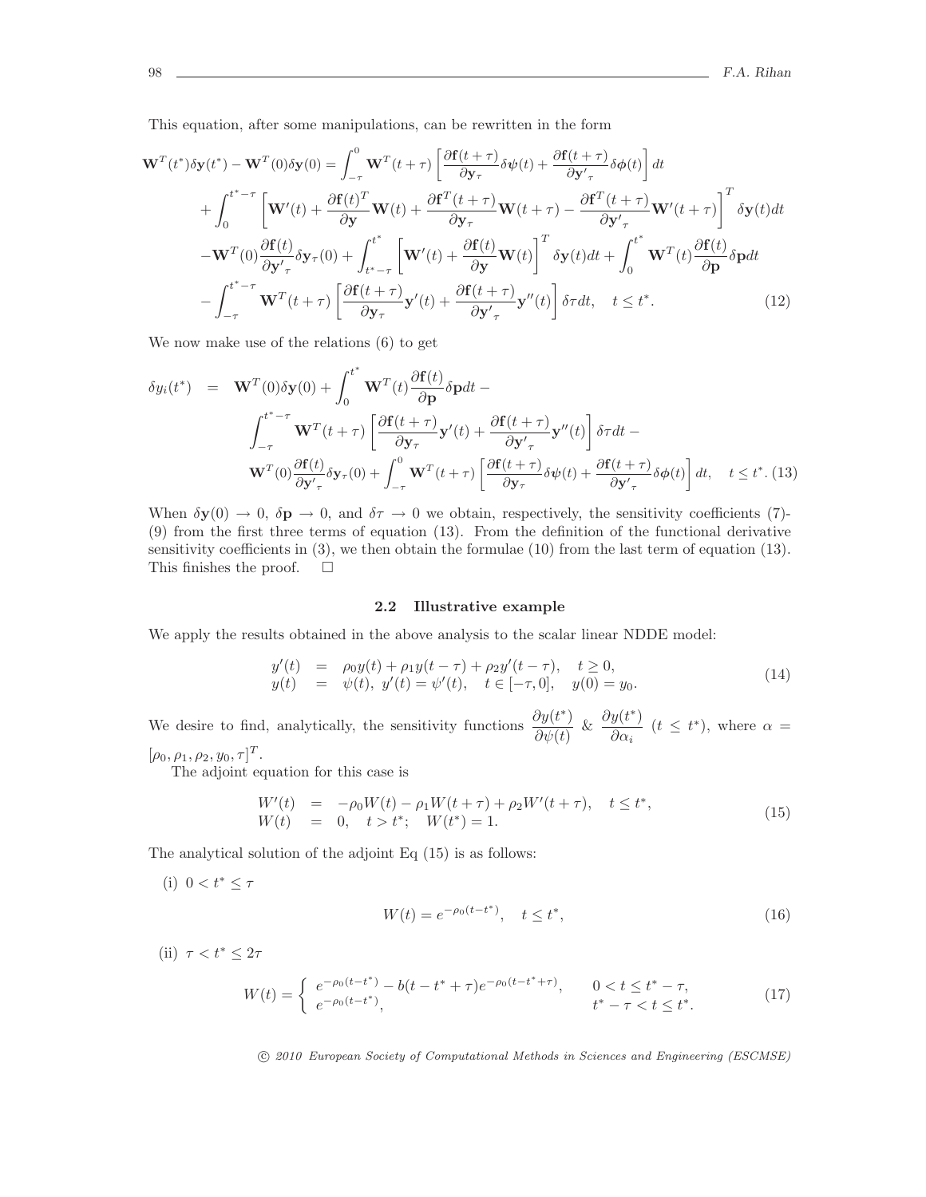This equation, after some manipulations, can be rewritten in the form

$$
\begin{aligned}
\mathbf{W}^T(t^*)\delta\mathbf{y}(t^*) - \mathbf{W}^T(0)\delta\mathbf{y}(0) &= \int_{-\tau}^{0} \mathbf{W}^T(t+\tau)\left[\frac{\partial \mathbf{f}(t+\tau)}{\partial \mathbf{y}_\tau}\delta\boldsymbol{\psi}(t) + \frac{\partial \mathbf{f}(t+\tau)}{\partial \mathbf{y'}_\tau}\delta\boldsymbol{\phi}(t)\right]dt \\
&+ \int_{0}^{t^*-\tau}\left[\mathbf{W}'(t) + \frac{\partial \mathbf{f}(t)^T}{\partial \mathbf{y}}\mathbf{W}(t) + \frac{\partial \mathbf{f}^T(t+\tau)}{\partial \mathbf{y}_\tau}\mathbf{W}(t+\tau) - \frac{\partial \mathbf{f}^T(t+\tau)}{\partial \mathbf{y'}_\tau}\mathbf{W}'(t+\tau)\right]^T \delta\mathbf{y}(t)dt \\
&- \mathbf{W}^T(0)\frac{\partial \mathbf{f}(t)}{\partial \mathbf{y'}_\tau}\delta\mathbf{y}_\tau(0) + \int_{t^*-\tau}^{t^*}\left[\mathbf{W}'(t) + \frac{\partial \mathbf{f}(t)}{\partial \mathbf{y}}\mathbf{W}(t)\right]^T \delta\mathbf{y}(t)dt + \int_{0}^{t^*}\mathbf{W}^T(t)\frac{\partial \mathbf{f}(t)}{\partial \mathbf{p}}\delta\mathbf{p}dt \\
&- \int_{-\tau}^{t^*-\tau}\mathbf{W}^T(t+\tau)\left[\frac{\partial \mathbf{f}(t+\tau)}{\partial \mathbf{y}_\tau}\mathbf{y}'(t) + \frac{\partial \mathbf{f}(t+\tau)}{\partial \mathbf{y'}_\tau}\mathbf{y}''(t)\right]\delta\tau dt, \quad t \leq t^*. \qquad (12)
\end{aligned}
$$

We now make use of the relations (6) to get

$$
\begin{aligned}
\delta y_i(t^*) &= \mathbf{W}^T(0)\delta\mathbf{y}(0) + \int_{0}^{t^*}\mathbf{W}^T(t)\frac{\partial \mathbf{f}(t)}{\partial \mathbf{p}}\delta\mathbf{p}dt - \\
&\int_{-\tau}^{t^*-\tau}\mathbf{W}^T(t+\tau)\left[\frac{\partial \mathbf{f}(t+\tau)}{\partial \mathbf{y}_\tau}\mathbf{y}'(t) + \frac{\partial \mathbf{f}(t+\tau)}{\partial \mathbf{y'}_\tau}\mathbf{y}''(t)\right]\delta\tau dt - \\
&\mathbf{W}^T(0)\frac{\partial \mathbf{f}(t)}{\partial \mathbf{y'}_\tau}\delta\mathbf{y}_\tau(0) + \int_{-\tau}^{0}\mathbf{W}^T(t+\tau)\left[\frac{\partial \mathbf{f}(t+\tau)}{\partial \mathbf{y}_\tau}\delta\boldsymbol{\psi}(t) + \frac{\partial \mathbf{f}(t+\tau)}{\partial \mathbf{y'}_\tau}\delta\boldsymbol{\phi}(t)\right]dt, \quad t \leq t^*. \qquad (13)
\end{aligned}
$$

When $\delta\mathbf{y}(0) \to 0$, $\delta\mathbf{p} \to 0$, and $\delta\tau \to 0$ we obtain, respectively, the sensitivity coefficients (7)-(9) from the first three terms of equation (13). From the definition of the functional derivative sensitivity coefficients in (3), we then obtain the formulae (10) from the last term of equation (13). This finishes the proof. $\square$

### 2.2 Illustrative example

We apply the results obtained in the above analysis to the scalar linear NDDE model:

$$
\begin{aligned}
y'(t) &= \rho_0 y(t) + \rho_1 y(t-\tau) + \rho_2 y'(t-\tau), \quad t \geq 0, \\
y(t) &= \psi(t), \; y'(t) = \psi'(t), \quad t \in [-\tau, 0], \quad y(0) = y_0.
\end{aligned} \qquad (14)
$$

We desire to find, analytically, the sensitivity functions $\dfrac{\partial y(t^*)}{\partial \psi(t)}$ & $\dfrac{\partial y(t^*)}{\partial \alpha_i}$ $(t \leq t^*)$, where $\alpha = [\rho_0, \rho_1, \rho_2, y_0, \tau]^T$.

The adjoint equation for this case is

$$
\begin{aligned}
W'(t) &= -\rho_0 W(t) - \rho_1 W(t+\tau) + \rho_2 W'(t+\tau), \quad t \leq t^*, \\
W(t) &= 0, \quad t > t^*; \quad W(t^*) = 1.
\end{aligned} \qquad (15)
$$

The analytical solution of the adjoint Eq (15) is as follows:

(i) $0 < t^* \leq \tau$

$$
W(t) = e^{-\rho_0(t-t^*)}, \quad t \leq t^*, \qquad (16)
$$

(ii) $\tau < t^* \leq 2\tau$

$$
W(t) = \begin{cases} e^{-\rho_0(t-t^*)} - b(t-t^*+\tau)e^{-\rho_0(t-t^*+\tau)}, & 0 < t \leq t^* - \tau, \\ e^{-\rho_0(t-t^*)}, & t^* - \tau < t \leq t^*. \end{cases} \qquad (17)
$$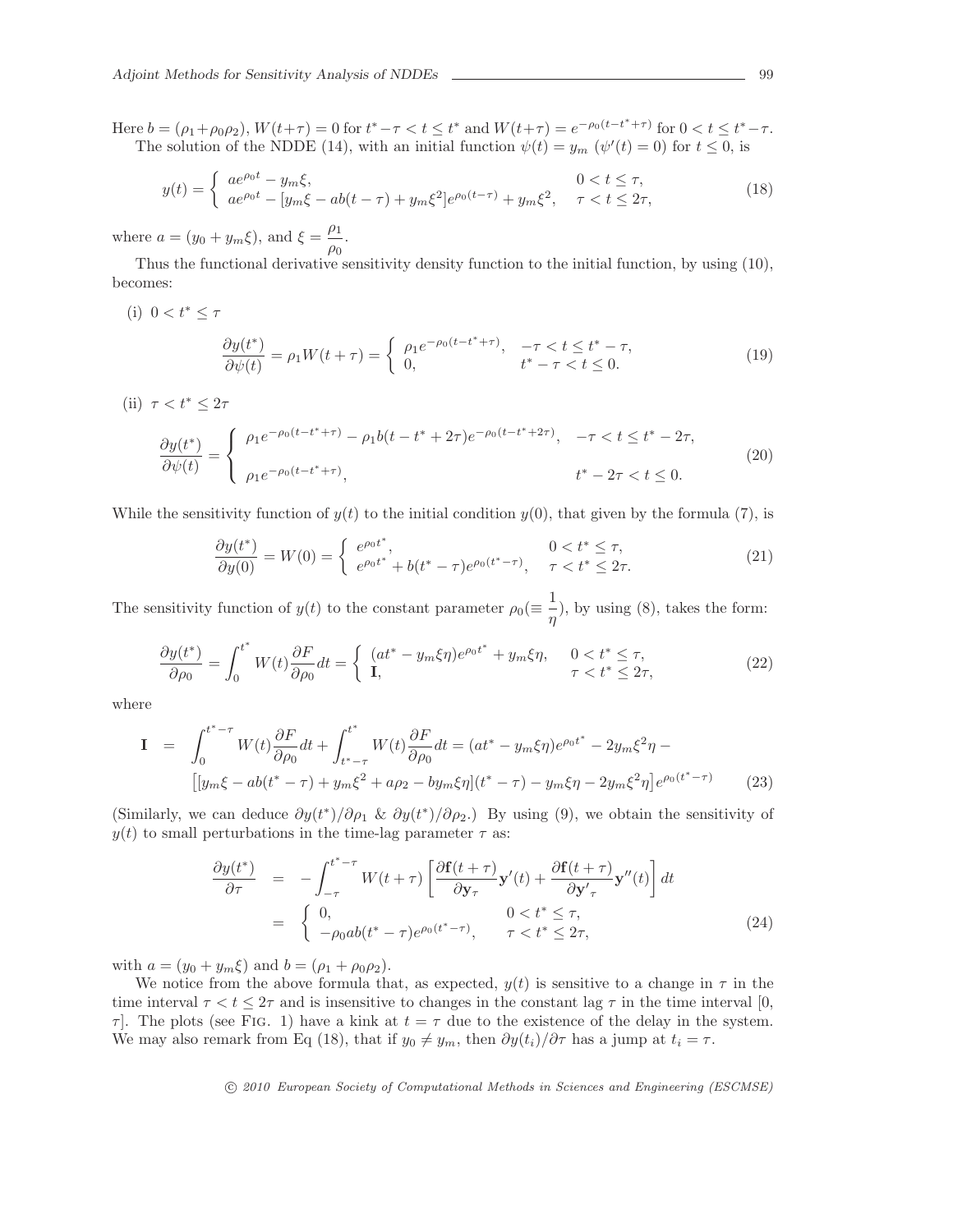Here $b = (\rho_1 + \rho_0\rho_2)$, $W(t+\tau) = 0$ for $t^* - \tau < t \le t^*$ and $W(t+\tau) = e^{-\rho_0(t-t^*+\tau)}$ for $0 < t \le t^* - \tau$.

The solution of the NDDE (14), with an initial function $\psi(t) = y_m$ ($\psi'(t) = 0$) for $t \le 0$, is

$$y(t) = \begin{cases} ae^{\rho_0 t} - y_m\xi, & 0 < t \le \tau, \\ ae^{\rho_0 t} - [y_m\xi - ab(t-\tau) + y_m\xi^2]e^{\rho_0(t-\tau)} + y_m\xi^2, & \tau < t \le 2\tau, \end{cases} \tag{18}$$

where $a = (y_0 + y_m\xi)$, and $\xi = \dfrac{\rho_1}{\rho_0}$.

Thus the functional derivative sensitivity density function to the initial function, by using (10), becomes:

(i) $0 < t^* \le \tau$

$$\frac{\partial y(t^*)}{\partial \psi(t)} = \rho_1 W(t+\tau) = \begin{cases} \rho_1 e^{-\rho_0(t-t^*+\tau)}, & -\tau < t \le t^* - \tau, \\ 0, & t^* - \tau < t \le 0. \end{cases} \tag{19}$$

(ii) $\tau < t^* \le 2\tau$

$$\frac{\partial y(t^*)}{\partial \psi(t)} = \begin{cases} \rho_1 e^{-\rho_0(t-t^*+\tau)} - \rho_1 b(t - t^* + 2\tau)e^{-\rho_0(t-t^*+2\tau)}, & -\tau < t \le t^* - 2\tau, \\ \rho_1 e^{-\rho_0(t-t^*+\tau)}, & t^* - 2\tau < t \le 0. \end{cases} \tag{20}$$

While the sensitivity function of $y(t)$ to the initial condition $y(0)$, that given by the formula (7), is

$$\frac{\partial y(t^*)}{\partial y(0)} = W(0) = \begin{cases} e^{\rho_0 t^*}, & 0 < t^* \le \tau, \\ e^{\rho_0 t^*} + b(t^* - \tau)e^{\rho_0(t^*-\tau)}, & \tau < t^* \le 2\tau. \end{cases} \tag{21}$$

The sensitivity function of $y(t)$ to the constant parameter $\rho_0 (\equiv \dfrac{1}{\eta})$, by using (8), takes the form:

$$\frac{\partial y(t^*)}{\partial \rho_0} = \int_0^{t^*} W(t)\frac{\partial F}{\partial \rho_0}dt = \begin{cases} (at^* - y_m\xi\eta)e^{\rho_0 t^*} + y_m\xi\eta, & 0 < t^* \le \tau, \\ \mathbf{I}, & \tau < t^* \le 2\tau, \end{cases} \tag{22}$$

where

$$\begin{aligned} \mathbf{I} &= \int_0^{t^*-\tau} W(t)\frac{\partial F}{\partial \rho_0}dt + \int_{t^*-\tau}^{t^*} W(t)\frac{\partial F}{\partial \rho_0}dt = (at^* - y_m\xi\eta)e^{\rho_0 t^*} - 2y_m\xi^2\eta - \\ &\quad \left[[y_m\xi - ab(t^*-\tau) + y_m\xi^2 + a\rho_2 - by_m\xi\eta](t^*-\tau) - y_m\xi\eta - 2y_m\xi^2\eta\right]e^{\rho_0(t^*-\tau)} \end{aligned} \tag{23}$$

(Similarly, we can deduce $\partial y(t^*)/\partial\rho_1$ & $\partial y(t^*)/\partial\rho_2$.) By using (9), we obtain the sensitivity of $y(t)$ to small perturbations in the time-lag parameter $\tau$ as:

$$\begin{aligned} \frac{\partial y(t^*)}{\partial \tau} &= -\int_{-\tau}^{t^*-\tau} W(t+\tau)\left[\frac{\partial \mathbf{f}(t+\tau)}{\partial \mathbf{y}_\tau}\mathbf{y}'(t) + \frac{\partial \mathbf{f}(t+\tau)}{\partial \mathbf{y}'_\tau}\mathbf{y}''(t)\right]dt \\ &= \begin{cases} 0, & 0 < t^* \le \tau, \\ -\rho_0 ab(t^*-\tau)e^{\rho_0(t^*-\tau)}, & \tau < t^* \le 2\tau, \end{cases} \end{aligned} \tag{24}$$

with $a = (y_0 + y_m\xi)$ and $b = (\rho_1 + \rho_0\rho_2)$.

We notice from the above formula that, as expected, $y(t)$ is sensitive to a change in $\tau$ in the time interval $\tau < t \le 2\tau$ and is insensitive to changes in the constant lag $\tau$ in the time interval [0, $\tau$]. The plots (see Fig. 1) have a kink at $t = \tau$ due to the existence of the delay in the system. We may also remark from Eq (18), that if $y_0 \ne y_m$, then $\partial y(t_i)/\partial\tau$ has a jump at $t_i = \tau$.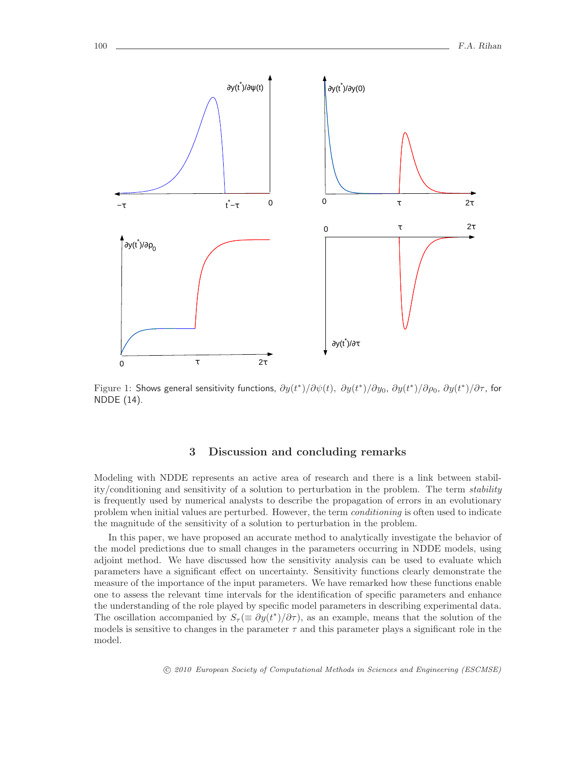Figure 1: Shows general sensitivity functions, $\partial y(t^*)/\partial \psi(t)$, $\partial y(t^*)/\partial y_0$, $\partial y(t^*)/\partial \rho_0$, $\partial y(t^*)/\partial \tau$, for NDDE (14).

## 3 Discussion and concluding remarks

Modeling with NDDE represents an active area of research and there is a link between stability/conditioning and sensitivity of a solution to perturbation in the problem. The term *stability* is frequently used by numerical analysts to describe the propagation of errors in an evolutionary problem when initial values are perturbed. However, the term *conditioning* is often used to indicate the magnitude of the sensitivity of a solution to perturbation in the problem.

In this paper, we have proposed an accurate method to analytically investigate the behavior of the model predictions due to small changes in the parameters occurring in NDDE models, using adjoint method. We have discussed how the sensitivity analysis can be used to evaluate which parameters have a significant effect on uncertainty. Sensitivity functions clearly demonstrate the measure of the importance of the input parameters. We have remarked how these functions enable one to assess the relevant time intervals for the identification of specific parameters and enhance the understanding of the role played by specific model parameters in describing experimental data. The oscillation accompanied by $S_\tau(\equiv \partial y(t^*)/\partial \tau)$, as an example, means that the solution of the models is sensitive to changes in the parameter $\tau$ and this parameter plays a significant role in the model.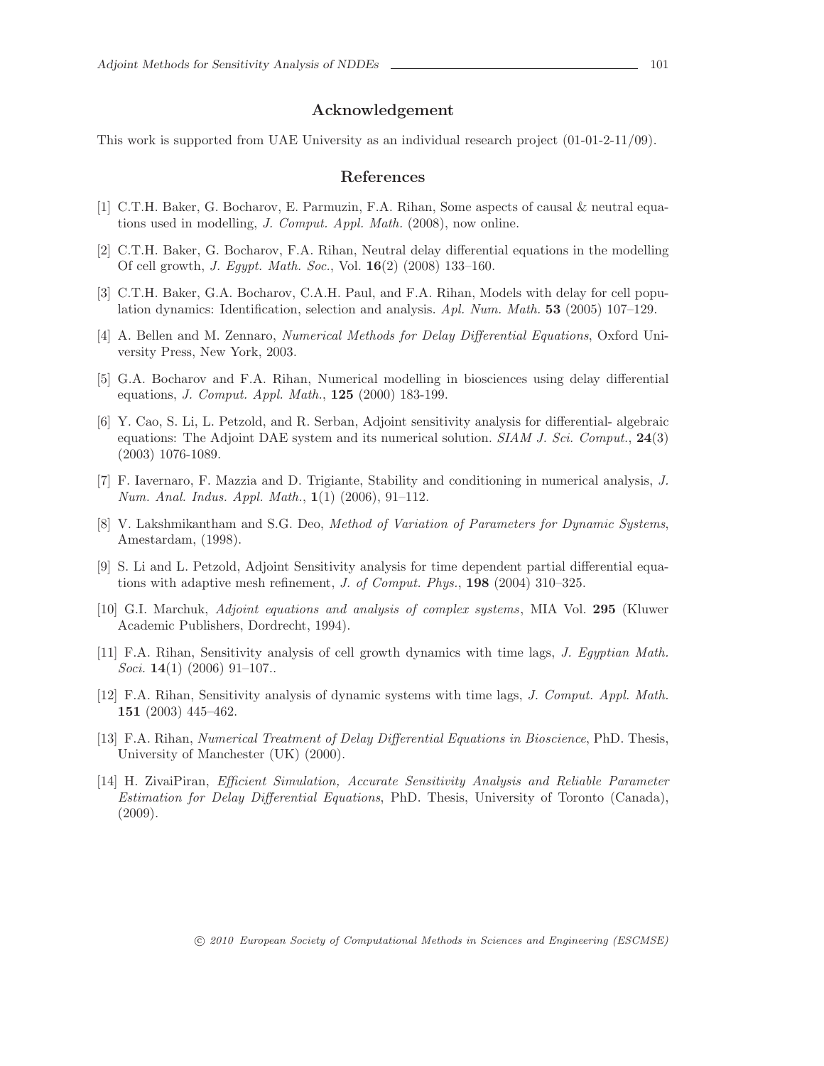## Acknowledgement

This work is supported from UAE University as an individual research project (01-01-2-11/09).

## References

[1] C.T.H. Baker, G. Bocharov, E. Parmuzin, F.A. Rihan, Some aspects of causal & neutral equations used in modelling, *J. Comput. Appl. Math.* (2008), now online.

[2] C.T.H. Baker, G. Bocharov, F.A. Rihan, Neutral delay differential equations in the modelling Of cell growth, *J. Egypt. Math. Soc.*, Vol. **16**(2) (2008) 133–160.

[3] C.T.H. Baker, G.A. Bocharov, C.A.H. Paul, and F.A. Rihan, Models with delay for cell population dynamics: Identification, selection and analysis. *Apl. Num. Math.* **53** (2005) 107–129.

[4] A. Bellen and M. Zennaro, *Numerical Methods for Delay Differential Equations*, Oxford University Press, New York, 2003.

[5] G.A. Bocharov and F.A. Rihan, Numerical modelling in biosciences using delay differential equations, *J. Comput. Appl. Math.*, **125** (2000) 183-199.

[6] Y. Cao, S. Li, L. Petzold, and R. Serban, Adjoint sensitivity analysis for differential- algebraic equations: The Adjoint DAE system and its numerical solution. *SIAM J. Sci. Comput.*, **24**(3) (2003) 1076-1089.

[7] F. Iavernaro, F. Mazzia and D. Trigiante, Stability and conditioning in numerical analysis, *J. Num. Anal. Indus. Appl. Math.*, **1**(1) (2006), 91–112.

[8] V. Lakshmikantham and S.G. Deo, *Method of Variation of Parameters for Dynamic Systems*, Amestardam, (1998).

[9] S. Li and L. Petzold, Adjoint Sensitivity analysis for time dependent partial differential equations with adaptive mesh refinement, *J. of Comput. Phys.*, **198** (2004) 310–325.

[10] G.I. Marchuk, *Adjoint equations and analysis of complex systems*, MIA Vol. **295** (Kluwer Academic Publishers, Dordrecht, 1994).

[11] F.A. Rihan, Sensitivity analysis of cell growth dynamics with time lags, *J. Egyptian Math. Soci.* **14**(1) (2006) 91–107..

[12] F.A. Rihan, Sensitivity analysis of dynamic systems with time lags, *J. Comput. Appl. Math.* **151** (2003) 445–462.

[13] F.A. Rihan, *Numerical Treatment of Delay Differential Equations in Bioscience*, PhD. Thesis, University of Manchester (UK) (2000).

[14] H. ZivaiPiran, *Efficient Simulation, Accurate Sensitivity Analysis and Reliable Parameter Estimation for Delay Differential Equations*, PhD. Thesis, University of Toronto (Canada), (2009).